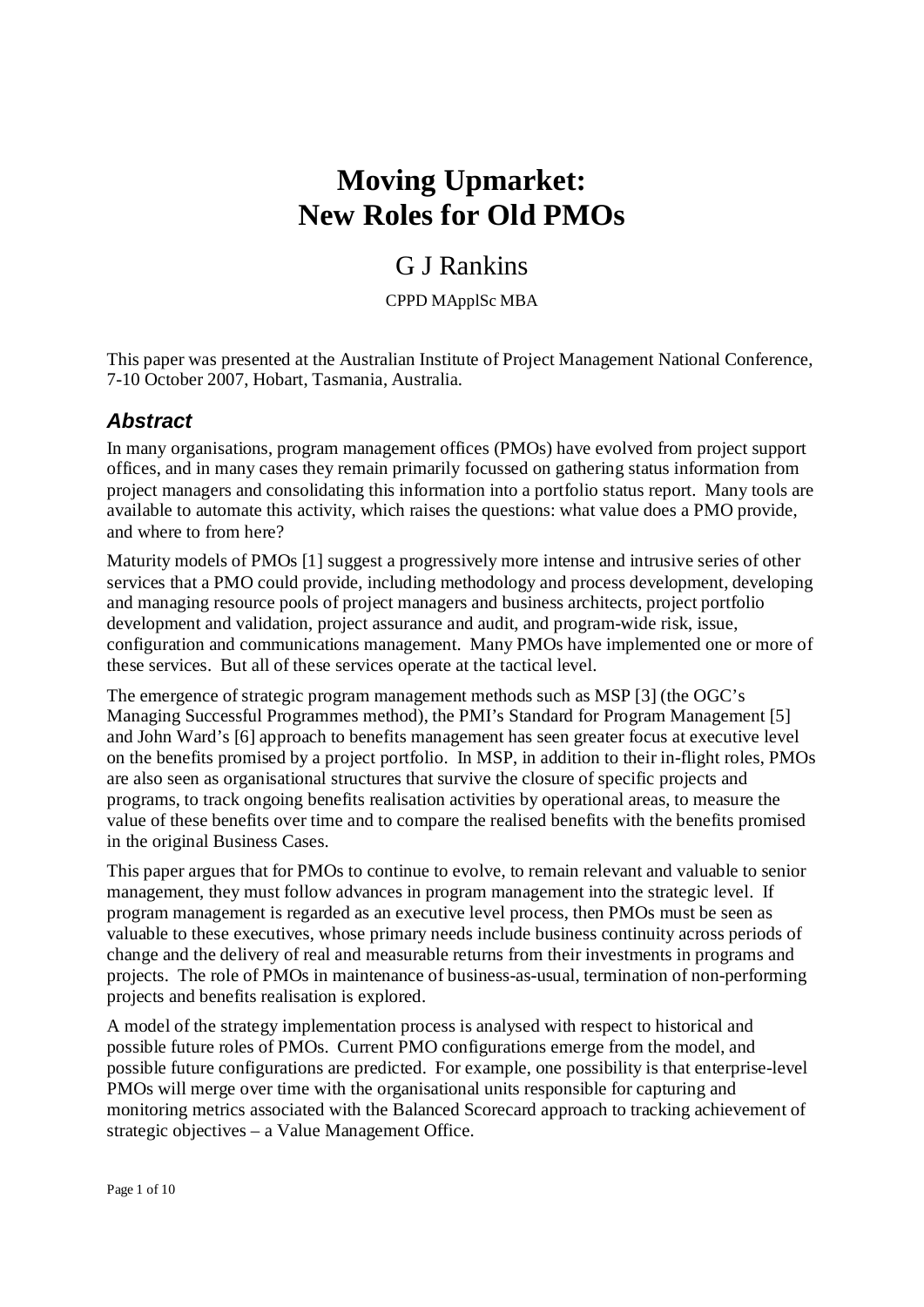# Moving Upmarket: New Roles for Old PMOs

G J Rankins

CPPD MApplSc MBA

This paper was presented at the Australian Institute of Project Management National Conference, 7-10 October 2007, Hobart, Tasmania, Australia.

## *Abstract*

In many organisations, program management offices (PMOs) have evolved from project support offices, and in many cases they remain primarily focussed on gathering status information from project managers and consolidating this information into a portfolio status report. Many tools are available to automate this activity, which raises the questions: what value does a PMO provide, and where to from here?

Maturity models of PMOs [1] suggest a progressively more intense and intrusive series of other services that a PMO could provide, including methodology and process development, developing and managing resource pools of project managers and business architects, project portfolio development and validation, project assurance and audit, and program-wide risk, issue, configuration and communications management. Many PMOs have implemented one or more of these services. But all of these services operate at the tactical level.

The emergence of strategic program management methods such as MSP [3] (the OGC's Managing Successful Programmes method), the PMI's Standard for Program Management [5] and John Ward's [6] approach to benefits management has seen greater focus at executive level on the benefits promised by a project portfolio. In MSP, in addition to their in-flight roles, PMOs are also seen as organisational structures that survive the closure of specific projects and programs, to track ongoing benefits realisation activities by operational areas, to measure the value of these benefits over time and to compare the realised benefits with the benefits promised in the original Business Cases.

This paper argues that for PMOs to continue to evolve, to remain relevant and valuable to senior management, they must follow advances in program management into the strategic level. If program management is regarded as an executive level process, then PMOs must be seen as valuable to these executives, whose primary needs include business continuity across periods of change and the delivery of real and measurable returns from their investments in programs and projects. The role of PMOs in maintenance of business-as-usual, termination of non-performing projects and benefits realisation is explored.

A model of the strategy implementation process is analysed with respect to historical and possible future roles of PMOs. Current PMO configurations emerge from the model, and possible future configurations are predicted. For example, one possibility is that enterprise-level PMOs will merge over time with the organisational units responsible for capturing and monitoring metrics associated with the Balanced Scorecard approach to tracking achievement of strategic objectives – a Value Management Office.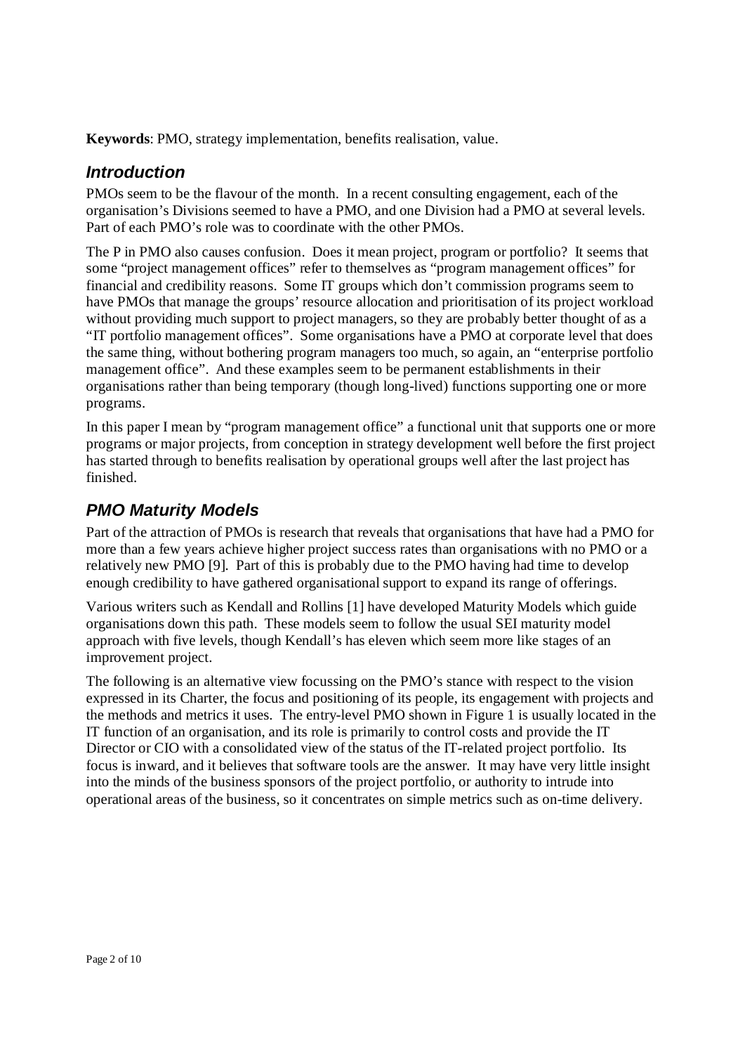**Keywords**: PMO, strategy implementation, benefits realisation, value.

## *Introduction*

PMOs seem to be the flavour of the month. In a recent consulting engagement, each of the organisation's Divisions seemed to have a PMO, and one Division had a PMO at several levels. Part of each PMO's role was to coordinate with the other PMOs.

The P in PMO also causes confusion. Does it mean project, program or portfolio? It seems that some "project management offices" refer to themselves as "program management offices" for financial and credibility reasons. Some IT groups which don't commission programs seem to have PMOs that manage the groups' resource allocation and prioritisation of its project workload without providing much support to project managers, so they are probably better thought of as a "IT portfolio management offices". Some organisations have a PMO at corporate level that does the same thing, without bothering program managers too much, so again, an "enterprise portfolio management office". And these examples seem to be permanent establishments in their organisations rather than being temporary (though long-lived) functions supporting one or more programs.

In this paper I mean by "program management office" a functional unit that supports one or more programs or major projects, from conception in strategy development well before the first project has started through to benefits realisation by operational groups well after the last project has finished.

## *PMO Maturity Models*

Part of the attraction of PMOs is research that reveals that organisations that have had a PMO for more than a few years achieve higher project success rates than organisations with no PMO or a relatively new PMO [9]. Part of this is probably due to the PMO having had time to develop enough credibility to have gathered organisational support to expand its range of offerings.

Various writers such as Kendall and Rollins [1] have developed Maturity Models which guide organisations down this path. These models seem to follow the usual SEI maturity model approach with five levels, though Kendall's has eleven which seem more like stages of an improvement project.

The following is an alternative view focussing on the PMO's stance with respect to the vision expressed in its Charter, the focus and positioning of its people, its engagement with projects and the methods and metrics it uses. The entry-level PMO shown in Figure 1 is usually located in the IT function of an organisation, and its role is primarily to control costs and provide the IT Director or CIO with a consolidated view of the status of the IT-related project portfolio. Its focus is inward, and it believes that software tools are the answer. It may have very little insight into the minds of the business sponsors of the project portfolio, or authority to intrude into operational areas of the business, so it concentrates on simple metrics such as on-time delivery.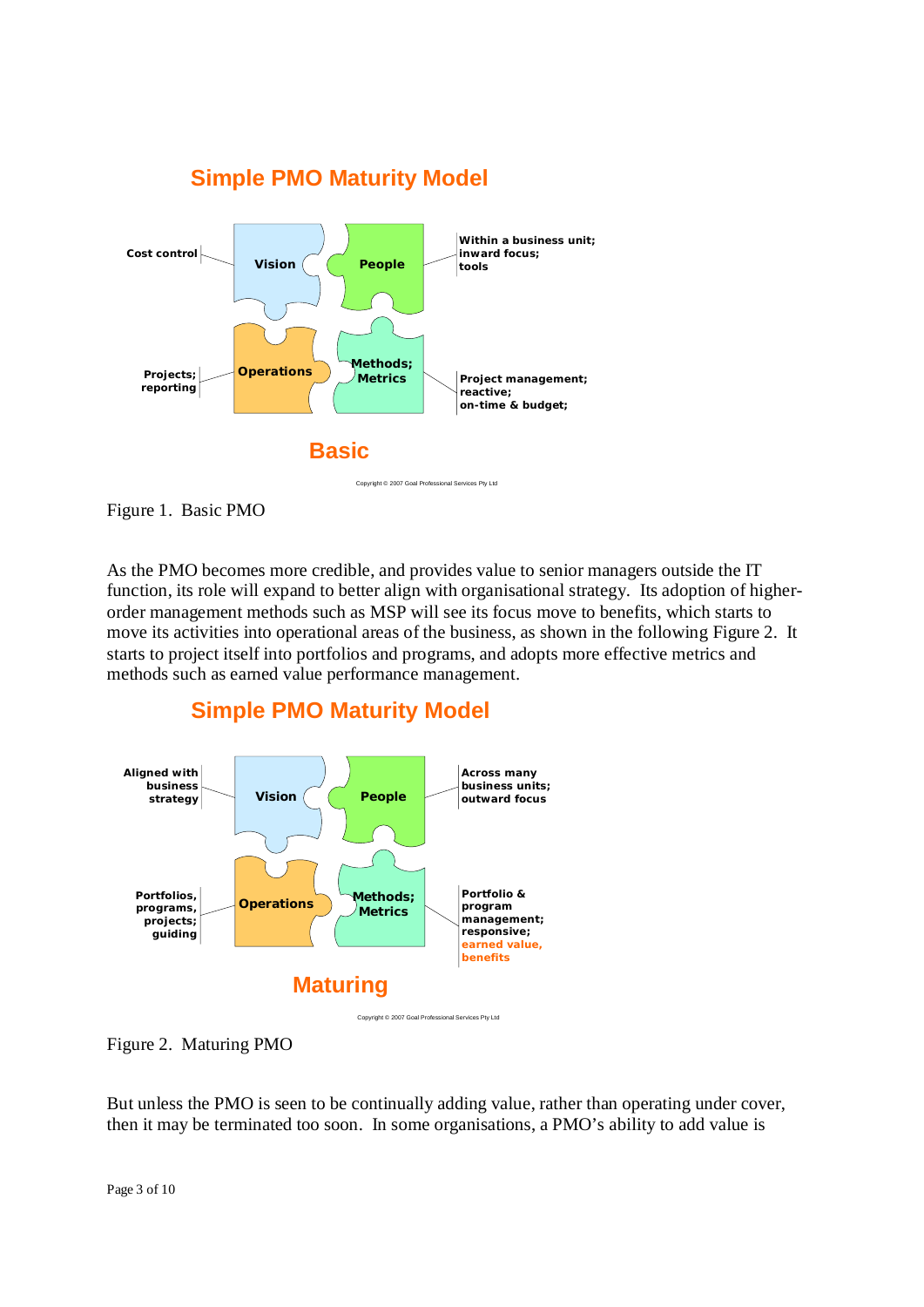Simple PMO Maturity Model

Cost control

Vision

People

Within a business unit;
inward focus;
tools

Projects;
reporting

Operations

Methods;
Metrics

Project management;
reactive;
on-time & budget;

Basic

Copyright © 2007 Goal Professional Services Pty Ltd

Figure 1. Basic PMO

As the PMO becomes more credible, and provides value to senior managers outside the IT function, its role will expand to better align with organisational strategy. Its adoption of higher-order management methods such as MSP will see its focus move to benefits, which starts to move its activities into operational areas of the business, as shown in the following Figure 2. It starts to project itself into portfolios and programs, and adopts more effective metrics and methods such as earned value performance management.

Simple PMO Maturity Model

Aligned with
business
strategy

Vision

People

Across many
business units;
outward focus

Portfolios,
programs,
projects;
guiding

Operations

Methods;
Metrics

Portfolio &
program
management;
responsive;
earned value,
benefits

Maturing

Copyright © 2007 Goal Professional Services Pty Ltd

Figure 2. Maturing PMO

But unless the PMO is seen to be continually adding value, rather than operating under cover, then it may be terminated too soon. In some organisations, a PMO's ability to add value is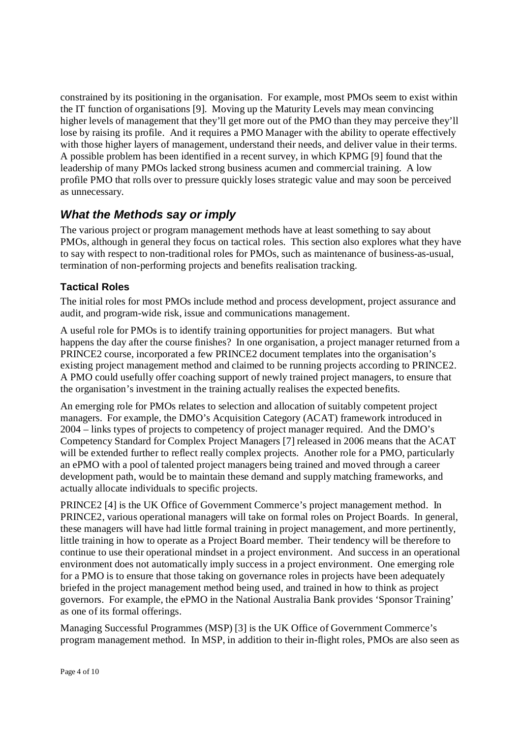constrained by its positioning in the organisation. For example, most PMOs seem to exist within the IT function of organisations [9]. Moving up the Maturity Levels may mean convincing higher levels of management that they'll get more out of the PMO than they may perceive they'll lose by raising its profile. And it requires a PMO Manager with the ability to operate effectively with those higher layers of management, understand their needs, and deliver value in their terms. A possible problem has been identified in a recent survey, in which KPMG [9] found that the leadership of many PMOs lacked strong business acumen and commercial training. A low profile PMO that rolls over to pressure quickly loses strategic value and may soon be perceived as unnecessary.

## *What the Methods say or imply*

The various project or program management methods have at least something to say about PMOs, although in general they focus on tactical roles. This section also explores what they have to say with respect to non-traditional roles for PMOs, such as maintenance of business-as-usual, termination of non-performing projects and benefits realisation tracking.

### Tactical Roles

The initial roles for most PMOs include method and process development, project assurance and audit, and program-wide risk, issue and communications management.

A useful role for PMOs is to identify training opportunities for project managers. But what happens the day after the course finishes? In one organisation, a project manager returned from a PRINCE2 course, incorporated a few PRINCE2 document templates into the organisation's existing project management method and claimed to be running projects according to PRINCE2. A PMO could usefully offer coaching support of newly trained project managers, to ensure that the organisation's investment in the training actually realises the expected benefits.

An emerging role for PMOs relates to selection and allocation of suitably competent project managers. For example, the DMO's Acquisition Category (ACAT) framework introduced in 2004 – links types of projects to competency of project manager required. And the DMO's Competency Standard for Complex Project Managers [7] released in 2006 means that the ACAT will be extended further to reflect really complex projects. Another role for a PMO, particularly an ePMO with a pool of talented project managers being trained and moved through a career development path, would be to maintain these demand and supply matching frameworks, and actually allocate individuals to specific projects.

PRINCE2 [4] is the UK Office of Government Commerce's project management method. In PRINCE2, various operational managers will take on formal roles on Project Boards. In general, these managers will have had little formal training in project management, and more pertinently, little training in how to operate as a Project Board member. Their tendency will be therefore to continue to use their operational mindset in a project environment. And success in an operational environment does not automatically imply success in a project environment. One emerging role for a PMO is to ensure that those taking on governance roles in projects have been adequately briefed in the project management method being used, and trained in how to think as project governors. For example, the ePMO in the National Australia Bank provides 'Sponsor Training' as one of its formal offerings.

Managing Successful Programmes (MSP) [3] is the UK Office of Government Commerce's program management method. In MSP, in addition to their in-flight roles, PMOs are also seen as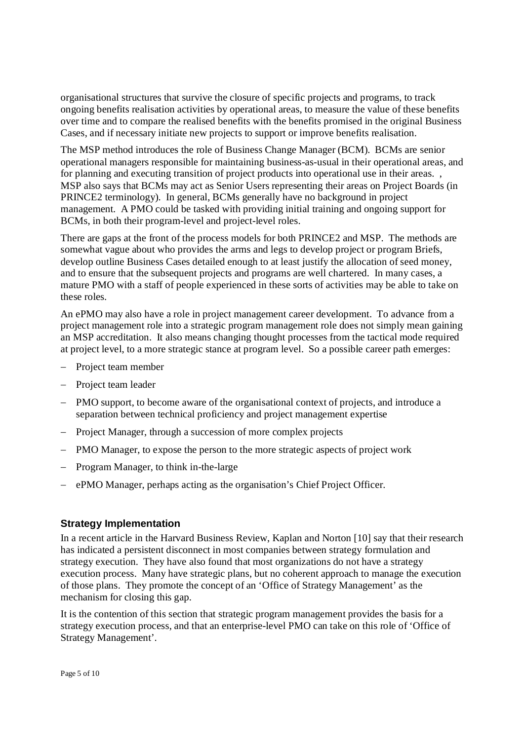organisational structures that survive the closure of specific projects and programs, to track ongoing benefits realisation activities by operational areas, to measure the value of these benefits over time and to compare the realised benefits with the benefits promised in the original Business Cases, and if necessary initiate new projects to support or improve benefits realisation.

The MSP method introduces the role of Business Change Manager (BCM). BCMs are senior operational managers responsible for maintaining business-as-usual in their operational areas, and for planning and executing transition of project products into operational use in their areas. , MSP also says that BCMs may act as Senior Users representing their areas on Project Boards (in PRINCE2 terminology). In general, BCMs generally have no background in project management. A PMO could be tasked with providing initial training and ongoing support for BCMs, in both their program-level and project-level roles.

There are gaps at the front of the process models for both PRINCE2 and MSP. The methods are somewhat vague about who provides the arms and legs to develop project or program Briefs, develop outline Business Cases detailed enough to at least justify the allocation of seed money, and to ensure that the subsequent projects and programs are well chartered. In many cases, a mature PMO with a staff of people experienced in these sorts of activities may be able to take on these roles.

An ePMO may also have a role in project management career development. To advance from a project management role into a strategic program management role does not simply mean gaining an MSP accreditation. It also means changing thought processes from the tactical mode required at project level, to a more strategic stance at program level. So a possible career path emerges:

- Project team member
- Project team leader
- PMO support, to become aware of the organisational context of projects, and introduce a separation between technical proficiency and project management expertise
- Project Manager, through a succession of more complex projects
- PMO Manager, to expose the person to the more strategic aspects of project work
- Program Manager, to think in-the-large
- ePMO Manager, perhaps acting as the organisation's Chief Project Officer.

### Strategy Implementation

In a recent article in the Harvard Business Review, Kaplan and Norton [10] say that their research has indicated a persistent disconnect in most companies between strategy formulation and strategy execution. They have also found that most organizations do not have a strategy execution process. Many have strategic plans, but no coherent approach to manage the execution of those plans. They promote the concept of an 'Office of Strategy Management' as the mechanism for closing this gap.

It is the contention of this section that strategic program management provides the basis for a strategy execution process, and that an enterprise-level PMO can take on this role of 'Office of Strategy Management'.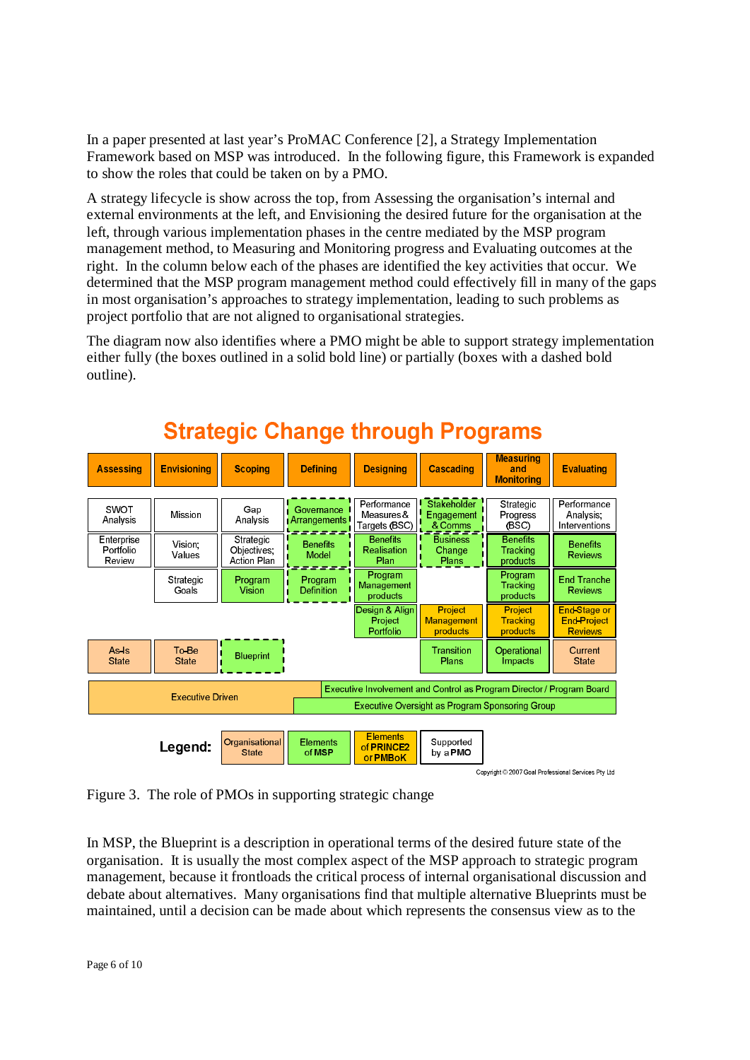In a paper presented at last year's ProMAC Conference [2], a Strategy Implementation Framework based on MSP was introduced. In the following figure, this Framework is expanded to show the roles that could be taken on by a PMO.

A strategy lifecycle is show across the top, from Assessing the organisation's internal and external environments at the left, and Envisioning the desired future for the organisation at the left, through various implementation phases in the centre mediated by the MSP program management method, to Measuring and Monitoring progress and Evaluating outcomes at the right. In the column below each of the phases are identified the key activities that occur. We determined that the MSP program management method could effectively fill in many of the gaps in most organisation's approaches to strategy implementation, leading to such problems as project portfolio that are not aligned to organisational strategies.

The diagram now also identifies where a PMO might be able to support strategy implementation either fully (the boxes outlined in a solid bold line) or partially (boxes with a dashed bold outline).

**Strategic Change through Programs**

| Assessing | Envisioning | Scoping | Defining | Designing | Cascading | Measuring and Monitoring | Evaluating |
|---|---|---|---|---|---|---|---|
| SWOT Analysis | Mission | Gap Analysis | Governance Arrangements | Performance Measures & Targets (BSC) | Stakeholder Engagement & Comms | Strategic Progress (BSC) | Performance Analysis; Interventions |
| Enterprise Portfolio Review | Vision; Values | Strategic Objectives; Action Plan | Benefits Model | Benefits Realisation Plan | Business Change Plans | Benefits Tracking products | Benefits Reviews |
| | Strategic Goals | Program Vision | Program Definition | Program Management products | | Program Tracking products | End Tranche Reviews |
| | | | | Design & Align Project Portfolio | Project Management products | Project Tracking products | End-Stage or End-Project Reviews |
| As-Is State | To-Be State | Blueprint | | | Transition Plans | Operational Impacts | Current State |

Executive Driven

Executive Involvement and Control as Program Director / Program Board

Executive Oversight as Program Sponsoring Group

**Legend:** Organisational State | Elements of MSP | Elements of PRINCE2 or PMBoK | Supported by a PMO

Copyright © 2007 Goal Professional Services Pty Ltd

Figure 3. The role of PMOs in supporting strategic change

In MSP, the Blueprint is a description in operational terms of the desired future state of the organisation. It is usually the most complex aspect of the MSP approach to strategic program management, because it frontloads the critical process of internal organisational discussion and debate about alternatives. Many organisations find that multiple alternative Blueprints must be maintained, until a decision can be made about which represents the consensus view as to the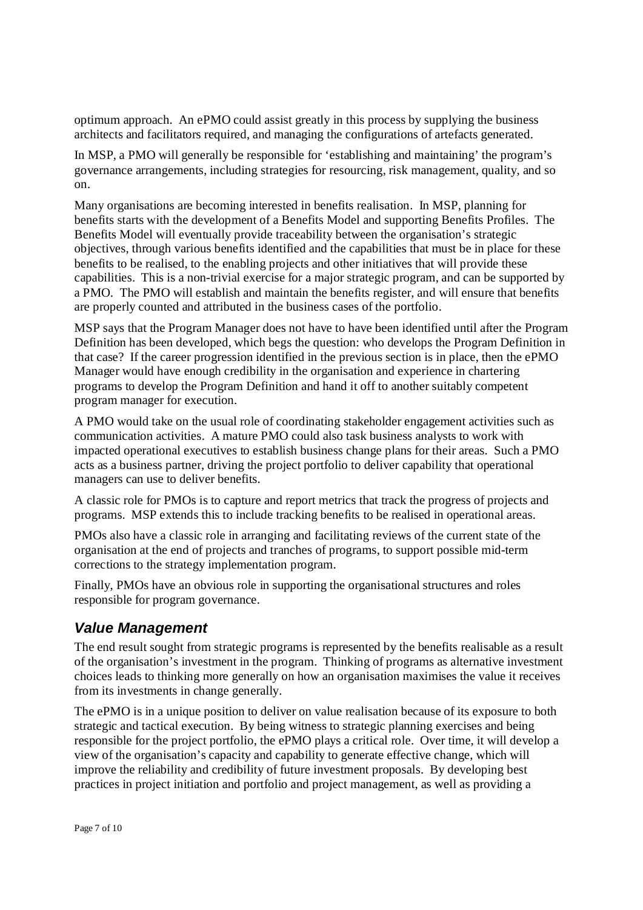optimum approach. An ePMO could assist greatly in this process by supplying the business architects and facilitators required, and managing the configurations of artefacts generated.

In MSP, a PMO will generally be responsible for 'establishing and maintaining' the program's governance arrangements, including strategies for resourcing, risk management, quality, and so on.

Many organisations are becoming interested in benefits realisation. In MSP, planning for benefits starts with the development of a Benefits Model and supporting Benefits Profiles. The Benefits Model will eventually provide traceability between the organisation's strategic objectives, through various benefits identified and the capabilities that must be in place for these benefits to be realised, to the enabling projects and other initiatives that will provide these capabilities. This is a non-trivial exercise for a major strategic program, and can be supported by a PMO. The PMO will establish and maintain the benefits register, and will ensure that benefits are properly counted and attributed in the business cases of the portfolio.

MSP says that the Program Manager does not have to have been identified until after the Program Definition has been developed, which begs the question: who develops the Program Definition in that case? If the career progression identified in the previous section is in place, then the ePMO Manager would have enough credibility in the organisation and experience in chartering programs to develop the Program Definition and hand it off to another suitably competent program manager for execution.

A PMO would take on the usual role of coordinating stakeholder engagement activities such as communication activities. A mature PMO could also task business analysts to work with impacted operational executives to establish business change plans for their areas. Such a PMO acts as a business partner, driving the project portfolio to deliver capability that operational managers can use to deliver benefits.

A classic role for PMOs is to capture and report metrics that track the progress of projects and programs. MSP extends this to include tracking benefits to be realised in operational areas.

PMOs also have a classic role in arranging and facilitating reviews of the current state of the organisation at the end of projects and tranches of programs, to support possible mid-term corrections to the strategy implementation program.

Finally, PMOs have an obvious role in supporting the organisational structures and roles responsible for program governance.

## *Value Management*

The end result sought from strategic programs is represented by the benefits realisable as a result of the organisation's investment in the program. Thinking of programs as alternative investment choices leads to thinking more generally on how an organisation maximises the value it receives from its investments in change generally.

The ePMO is in a unique position to deliver on value realisation because of its exposure to both strategic and tactical execution. By being witness to strategic planning exercises and being responsible for the project portfolio, the ePMO plays a critical role. Over time, it will develop a view of the organisation's capacity and capability to generate effective change, which will improve the reliability and credibility of future investment proposals. By developing best practices in project initiation and portfolio and project management, as well as providing a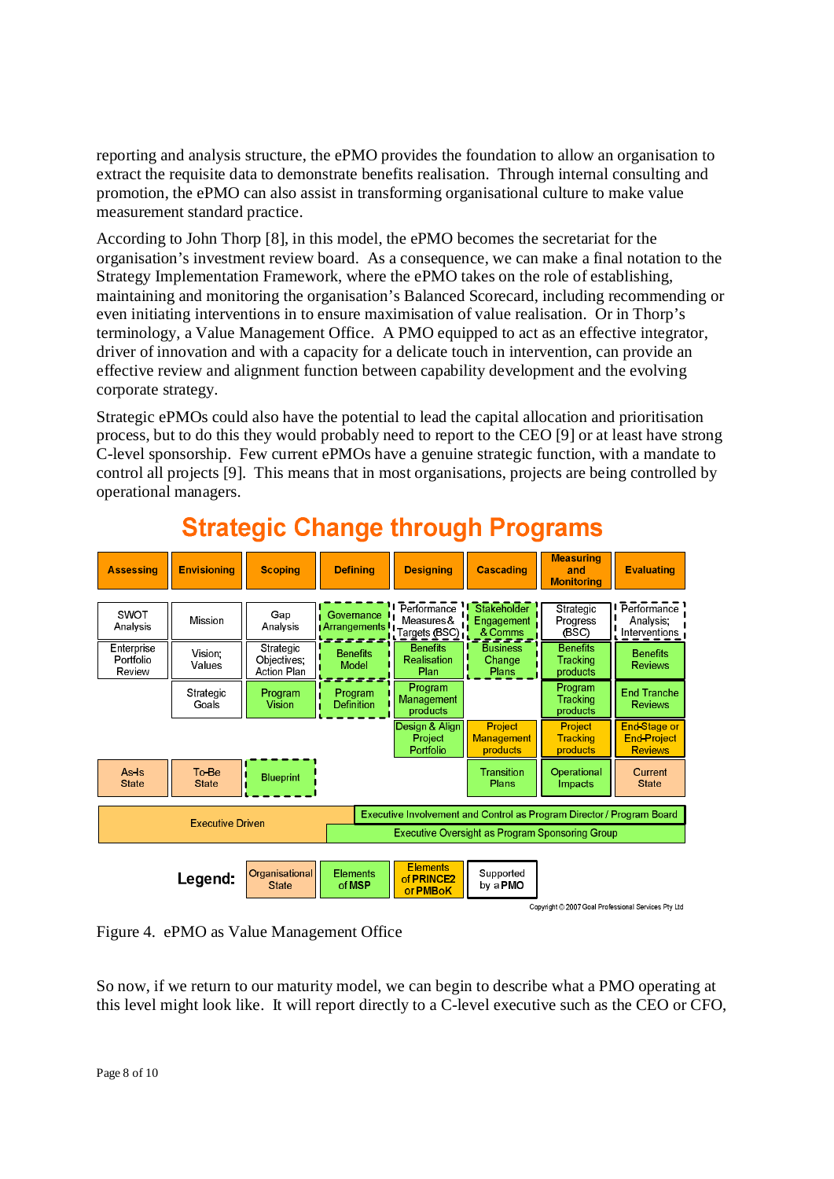reporting and analysis structure, the ePMO provides the foundation to allow an organisation to extract the requisite data to demonstrate benefits realisation. Through internal consulting and promotion, the ePMO can also assist in transforming organisational culture to make value measurement standard practice.

According to John Thorp [8], in this model, the ePMO becomes the secretariat for the organisation's investment review board. As a consequence, we can make a final notation to the Strategy Implementation Framework, where the ePMO takes on the role of establishing, maintaining and monitoring the organisation's Balanced Scorecard, including recommending or even initiating interventions in to ensure maximisation of value realisation. Or in Thorp's terminology, a Value Management Office. A PMO equipped to act as an effective integrator, driver of innovation and with a capacity for a delicate touch in intervention, can provide an effective review and alignment function between capability development and the evolving corporate strategy.

Strategic ePMOs could also have the potential to lead the capital allocation and prioritisation process, but to do this they would probably need to report to the CEO [9] or at least have strong C-level sponsorship. Few current ePMOs have a genuine strategic function, with a mandate to control all projects [9]. This means that in most organisations, projects are being controlled by operational managers.

## Strategic Change through Programs

| Assessing | Envisioning | Scoping | Defining | Designing | Cascading | Measuring and Monitoring | Evaluating |
|---|---|---|---|---|---|---|---|
| SWOT Analysis | Mission | Gap Analysis | Governance Arrangements | Performance Measures & Targets (BSC) | Stakeholder Engagement & Comms | Strategic Progress (BSC) | Performance Analysis; Interventions |
| Enterprise Portfolio Review | Vision; Values | Strategic Objectives; Action Plan | Benefits Model | Benefits Realisation Plan | Business Change Plans | Benefits Tracking products | Benefits Reviews |
| | Strategic Goals | Program Vision | Program Definition | Program Management products | | Program Tracking products | End Tranche Reviews |
| | | | | Design & Align Project Portfolio | Project Management products | Project Tracking products | End-Stage or End-Project Reviews |
| As-Is State | To-Be State | Blueprint | | | Transition Plans | Operational Impacts | Current State |

Executive Driven

Executive Involvement and Control as Program Director / Program Board

Executive Oversight as Program Sponsoring Group

Legend: Organisational State | Elements of MSP | Elements of PRINCE2 or PMBoK | Supported by a PMO

Copyright © 2007 Goal Professional Services Pty Ltd

Figure 4. ePMO as Value Management Office

So now, if we return to our maturity model, we can begin to describe what a PMO operating at this level might look like. It will report directly to a C-level executive such as the CEO or CFO,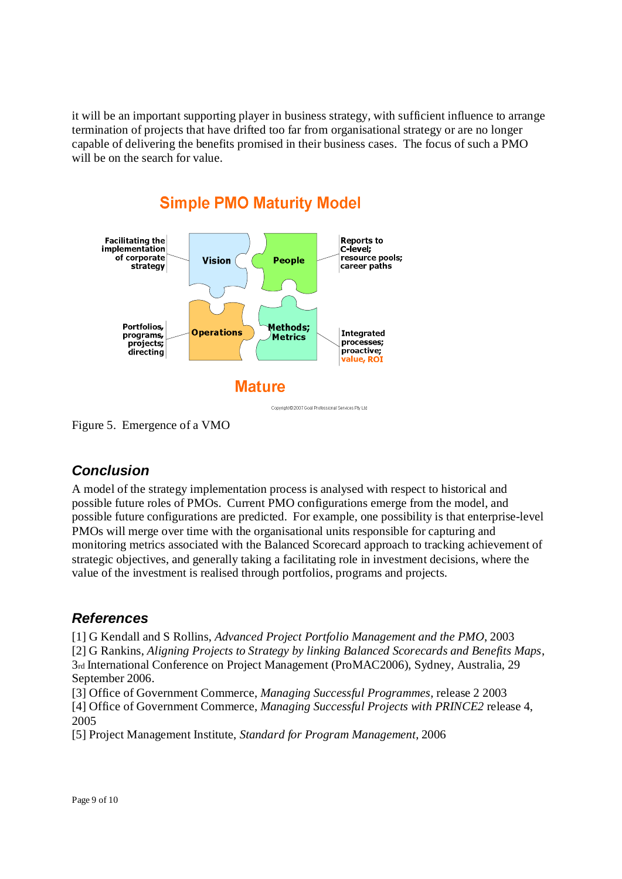it will be an important supporting player in business strategy, with sufficient influence to arrange termination of projects that have drifted too far from organisational strategy or are no longer capable of delivering the benefits promised in their business cases. The focus of such a PMO will be on the search for value.

**Simple PMO Maturity Model**

Facilitating the implementation of corporate strategy — Vision

People — Reports to C-level; resource pools; career paths

Portfolios, programs, projects; directing — Operations

Methods; Metrics — Integrated processes; proactive; value, ROI

**Mature**

Copyright©2007 Goal Professional Services Pty Ltd

Figure 5. Emergence of a VMO

## *Conclusion*

A model of the strategy implementation process is analysed with respect to historical and possible future roles of PMOs. Current PMO configurations emerge from the model, and possible future configurations are predicted. For example, one possibility is that enterprise-level PMOs will merge over time with the organisational units responsible for capturing and monitoring metrics associated with the Balanced Scorecard approach to tracking achievement of strategic objectives, and generally taking a facilitating role in investment decisions, where the value of the investment is realised through portfolios, programs and projects.

## *References*

[1] G Kendall and S Rollins, *Advanced Project Portfolio Management and the PMO*, 2003
[2] G Rankins, *Aligning Projects to Strategy by linking Balanced Scorecards and Benefits Maps*, 3rd International Conference on Project Management (ProMAC2006), Sydney, Australia, 29 September 2006.
[3] Office of Government Commerce, *Managing Successful Programmes*, release 2 2003
[4] Office of Government Commerce, *Managing Successful Projects with PRINCE2* release 4, 2005
[5] Project Management Institute, *Standard for Program Management*, 2006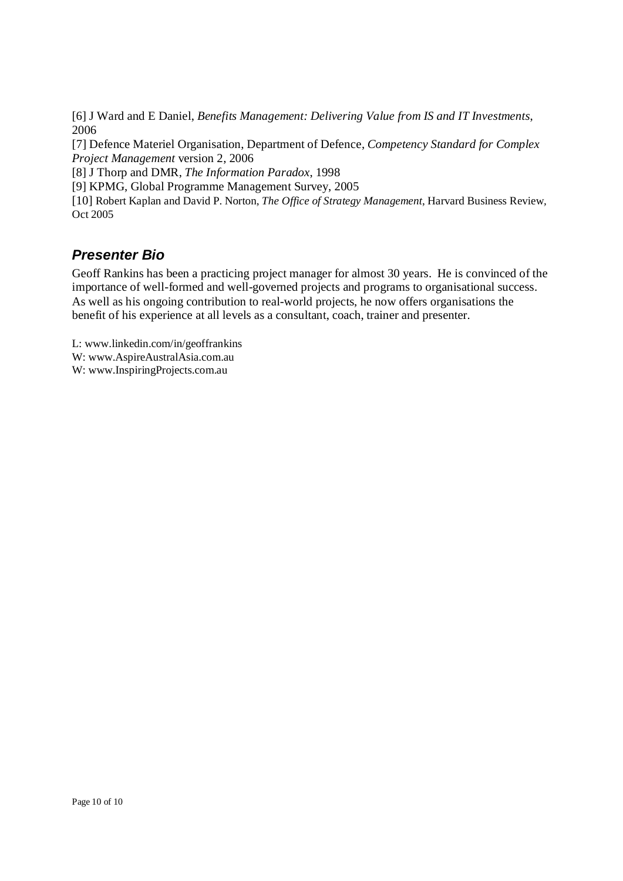[6] J Ward and E Daniel, *Benefits Management: Delivering Value from IS and IT Investments*, 2006

[7] Defence Materiel Organisation, Department of Defence, *Competency Standard for Complex Project Management* version 2, 2006

[8] J Thorp and DMR, *The Information Paradox*, 1998

[9] KPMG, Global Programme Management Survey, 2005

[10] Robert Kaplan and David P. Norton, *The Office of Strategy Management*, Harvard Business Review, Oct 2005

## *Presenter Bio*

Geoff Rankins has been a practicing project manager for almost 30 years. He is convinced of the importance of well-formed and well-governed projects and programs to organisational success. As well as his ongoing contribution to real-world projects, he now offers organisations the benefit of his experience at all levels as a consultant, coach, trainer and presenter.

L: www.linkedin.com/in/geoffrankins
W: www.AspireAustralAsia.com.au
W: www.InspiringProjects.com.au